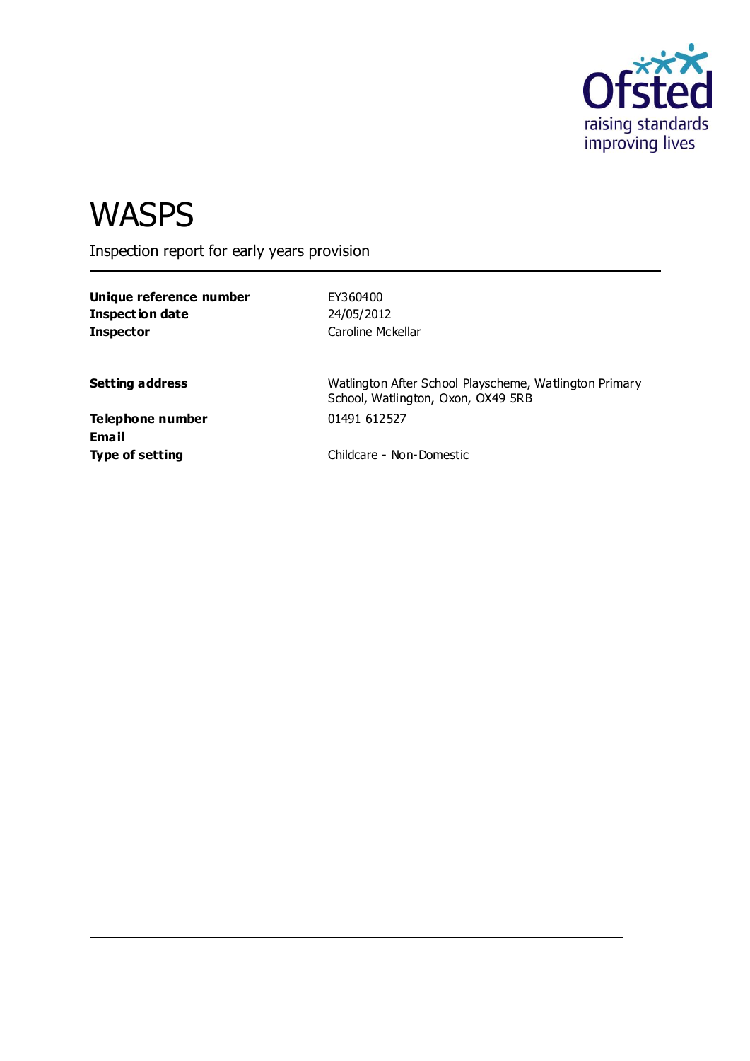# WASPS

Inspection report for early years provision

| | |
|---|---|
| **Unique reference number** | EY360400 |
| **Inspection date** | 24/05/2012 |
| **Inspector** | Caroline Mckellar |

| | |
|---|---|
| **Setting address** | Watlington After School Playscheme, Watlington Primary School, Watlington, Oxon, OX49 5RB |
| **Telephone number** | 01491 612527 |
| **Email** | |
| **Type of setting** | Childcare - Non-Domestic |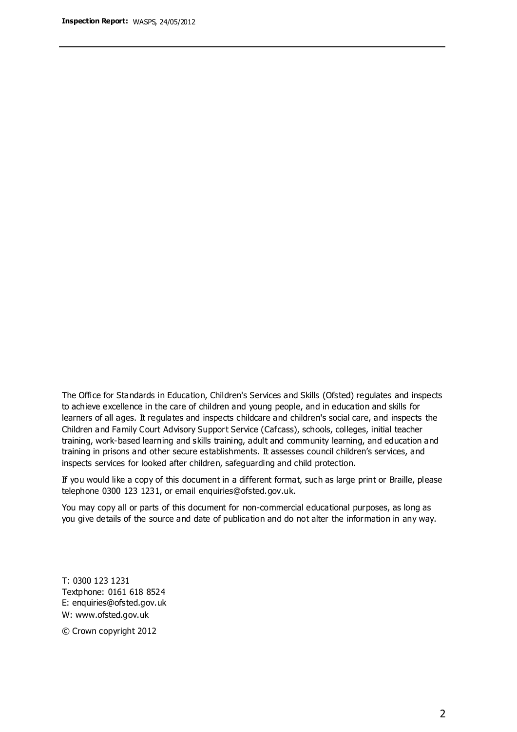The Office for Standards in Education, Children's Services and Skills (Ofsted) regulates and inspects to achieve excellence in the care of children and young people, and in education and skills for learners of all ages. It regulates and inspects childcare and children's social care, and inspects the Children and Family Court Advisory Support Service (Cafcass), schools, colleges, initial teacher training, work-based learning and skills training, adult and community learning, and education and training in prisons and other secure establishments. It assesses council children's services, and inspects services for looked after children, safeguarding and child protection.

If you would like a copy of this document in a different format, such as large print or Braille, please telephone 0300 123 1231, or email enquiries@ofsted.gov.uk.

You may copy all or parts of this document for non-commercial educational purposes, as long as you give details of the source and date of publication and do not alter the information in any way.

T: 0300 123 1231
Textphone: 0161 618 8524
E: enquiries@ofsted.gov.uk
W: www.ofsted.gov.uk

© Crown copyright 2012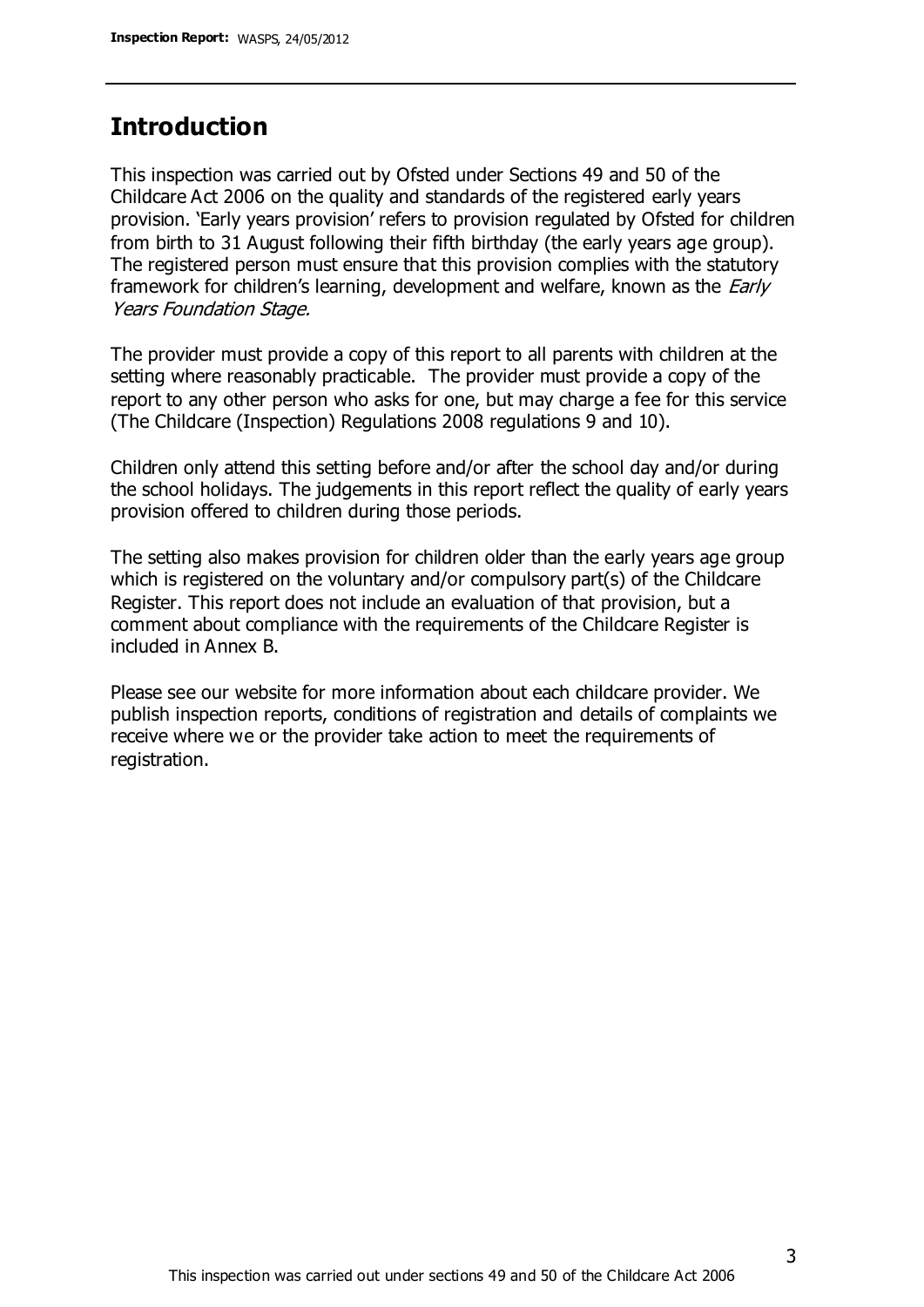## Introduction

This inspection was carried out by Ofsted under Sections 49 and 50 of the Childcare Act 2006 on the quality and standards of the registered early years provision. 'Early years provision' refers to provision regulated by Ofsted for children from birth to 31 August following their fifth birthday (the early years age group). The registered person must ensure that this provision complies with the statutory framework for children's learning, development and welfare, known as the *Early Years Foundation Stage.*

The provider must provide a copy of this report to all parents with children at the setting where reasonably practicable. The provider must provide a copy of the report to any other person who asks for one, but may charge a fee for this service (The Childcare (Inspection) Regulations 2008 regulations 9 and 10).

Children only attend this setting before and/or after the school day and/or during the school holidays. The judgements in this report reflect the quality of early years provision offered to children during those periods.

The setting also makes provision for children older than the early years age group which is registered on the voluntary and/or compulsory part(s) of the Childcare Register. This report does not include an evaluation of that provision, but a comment about compliance with the requirements of the Childcare Register is included in Annex B.

Please see our website for more information about each childcare provider. We publish inspection reports, conditions of registration and details of complaints we receive where we or the provider take action to meet the requirements of registration.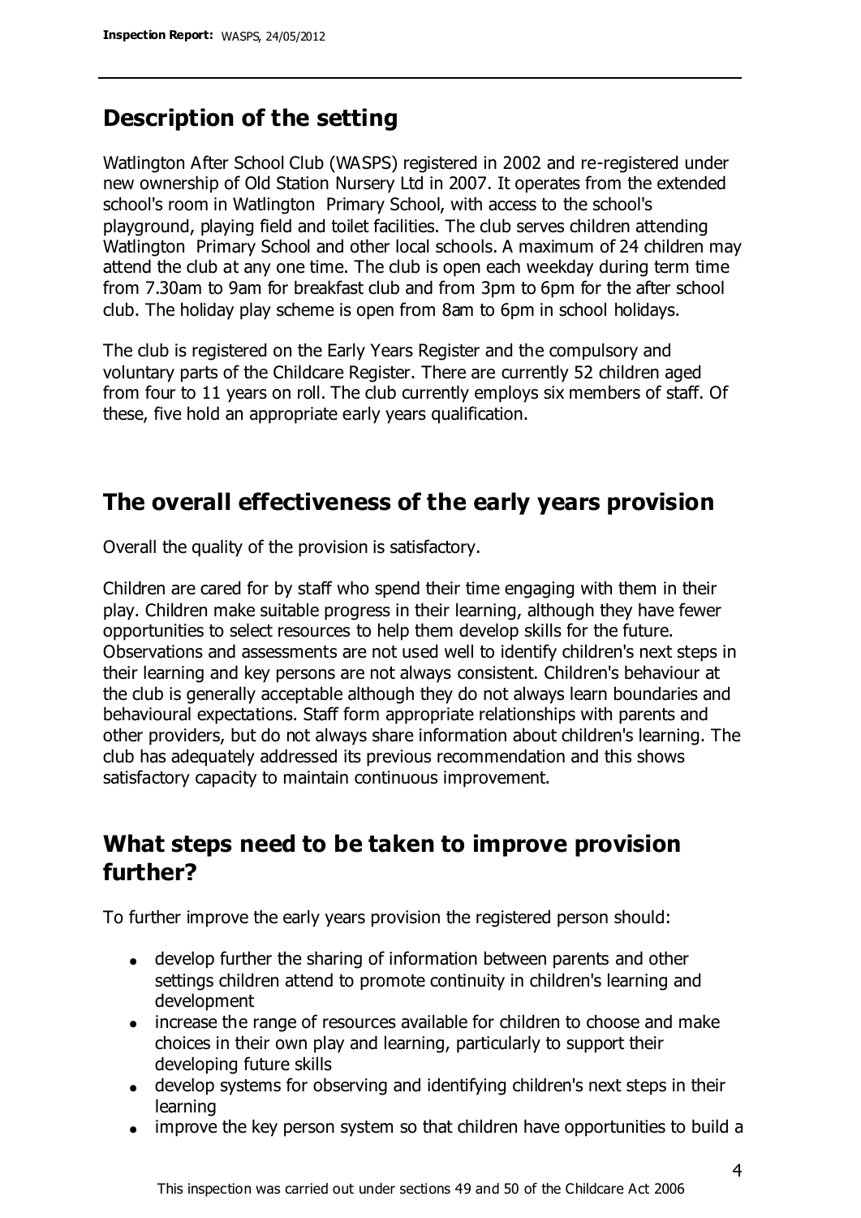## Description of the setting

Watlington After School Club (WASPS) registered in 2002 and re-registered under new ownership of Old Station Nursery Ltd in 2007. It operates from the extended school's room in Watlington Primary School, with access to the school's playground, playing field and toilet facilities. The club serves children attending Watlington Primary School and other local schools. A maximum of 24 children may attend the club at any one time. The club is open each weekday during term time from 7.30am to 9am for breakfast club and from 3pm to 6pm for the after school club. The holiday play scheme is open from 8am to 6pm in school holidays.

The club is registered on the Early Years Register and the compulsory and voluntary parts of the Childcare Register. There are currently 52 children aged from four to 11 years on roll. The club currently employs six members of staff. Of these, five hold an appropriate early years qualification.

## The overall effectiveness of the early years provision

Overall the quality of the provision is satisfactory.

Children are cared for by staff who spend their time engaging with them in their play. Children make suitable progress in their learning, although they have fewer opportunities to select resources to help them develop skills for the future. Observations and assessments are not used well to identify children's next steps in their learning and key persons are not always consistent. Children's behaviour at the club is generally acceptable although they do not always learn boundaries and behavioural expectations. Staff form appropriate relationships with parents and other providers, but do not always share information about children's learning. The club has adequately addressed its previous recommendation and this shows satisfactory capacity to maintain continuous improvement.

## What steps need to be taken to improve provision further?

To further improve the early years provision the registered person should:

- develop further the sharing of information between parents and other settings children attend to promote continuity in children's learning and development
- increase the range of resources available for children to choose and make choices in their own play and learning, particularly to support their developing future skills
- develop systems for observing and identifying children's next steps in their learning
- improve the key person system so that children have opportunities to build a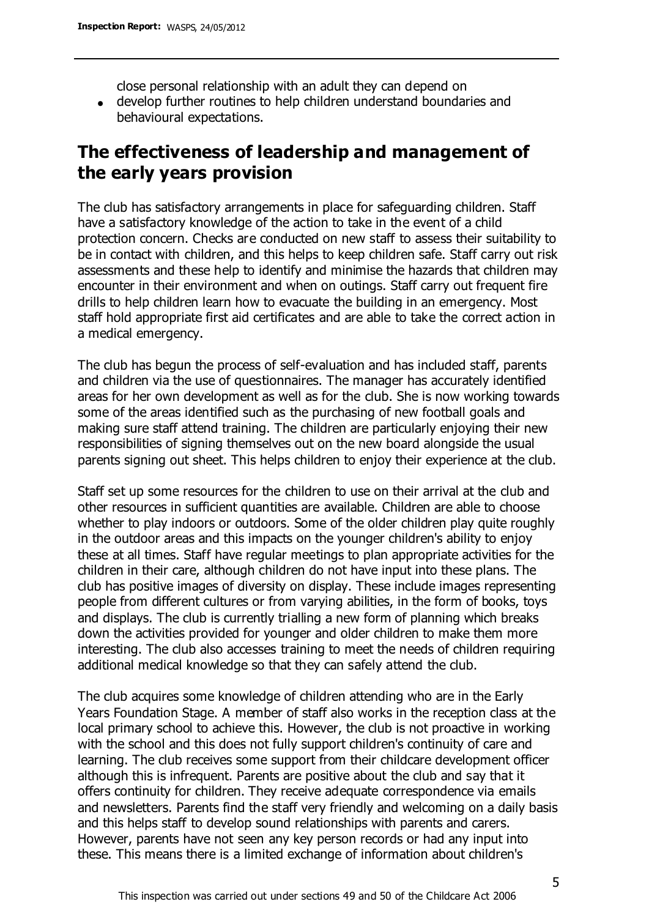close personal relationship with an adult they can depend on

- develop further routines to help children understand boundaries and behavioural expectations.

## The effectiveness of leadership and management of the early years provision

The club has satisfactory arrangements in place for safeguarding children. Staff have a satisfactory knowledge of the action to take in the event of a child protection concern. Checks are conducted on new staff to assess their suitability to be in contact with children, and this helps to keep children safe. Staff carry out risk assessments and these help to identify and minimise the hazards that children may encounter in their environment and when on outings. Staff carry out frequent fire drills to help children learn how to evacuate the building in an emergency. Most staff hold appropriate first aid certificates and are able to take the correct action in a medical emergency.

The club has begun the process of self-evaluation and has included staff, parents and children via the use of questionnaires. The manager has accurately identified areas for her own development as well as for the club. She is now working towards some of the areas identified such as the purchasing of new football goals and making sure staff attend training. The children are particularly enjoying their new responsibilities of signing themselves out on the new board alongside the usual parents signing out sheet. This helps children to enjoy their experience at the club.

Staff set up some resources for the children to use on their arrival at the club and other resources in sufficient quantities are available. Children are able to choose whether to play indoors or outdoors. Some of the older children play quite roughly in the outdoor areas and this impacts on the younger children's ability to enjoy these at all times. Staff have regular meetings to plan appropriate activities for the children in their care, although children do not have input into these plans. The club has positive images of diversity on display. These include images representing people from different cultures or from varying abilities, in the form of books, toys and displays. The club is currently trialling a new form of planning which breaks down the activities provided for younger and older children to make them more interesting. The club also accesses training to meet the needs of children requiring additional medical knowledge so that they can safely attend the club.

The club acquires some knowledge of children attending who are in the Early Years Foundation Stage. A member of staff also works in the reception class at the local primary school to achieve this. However, the club is not proactive in working with the school and this does not fully support children's continuity of care and learning. The club receives some support from their childcare development officer although this is infrequent. Parents are positive about the club and say that it offers continuity for children. They receive adequate correspondence via emails and newsletters. Parents find the staff very friendly and welcoming on a daily basis and this helps staff to develop sound relationships with parents and carers. However, parents have not seen any key person records or had any input into these. This means there is a limited exchange of information about children's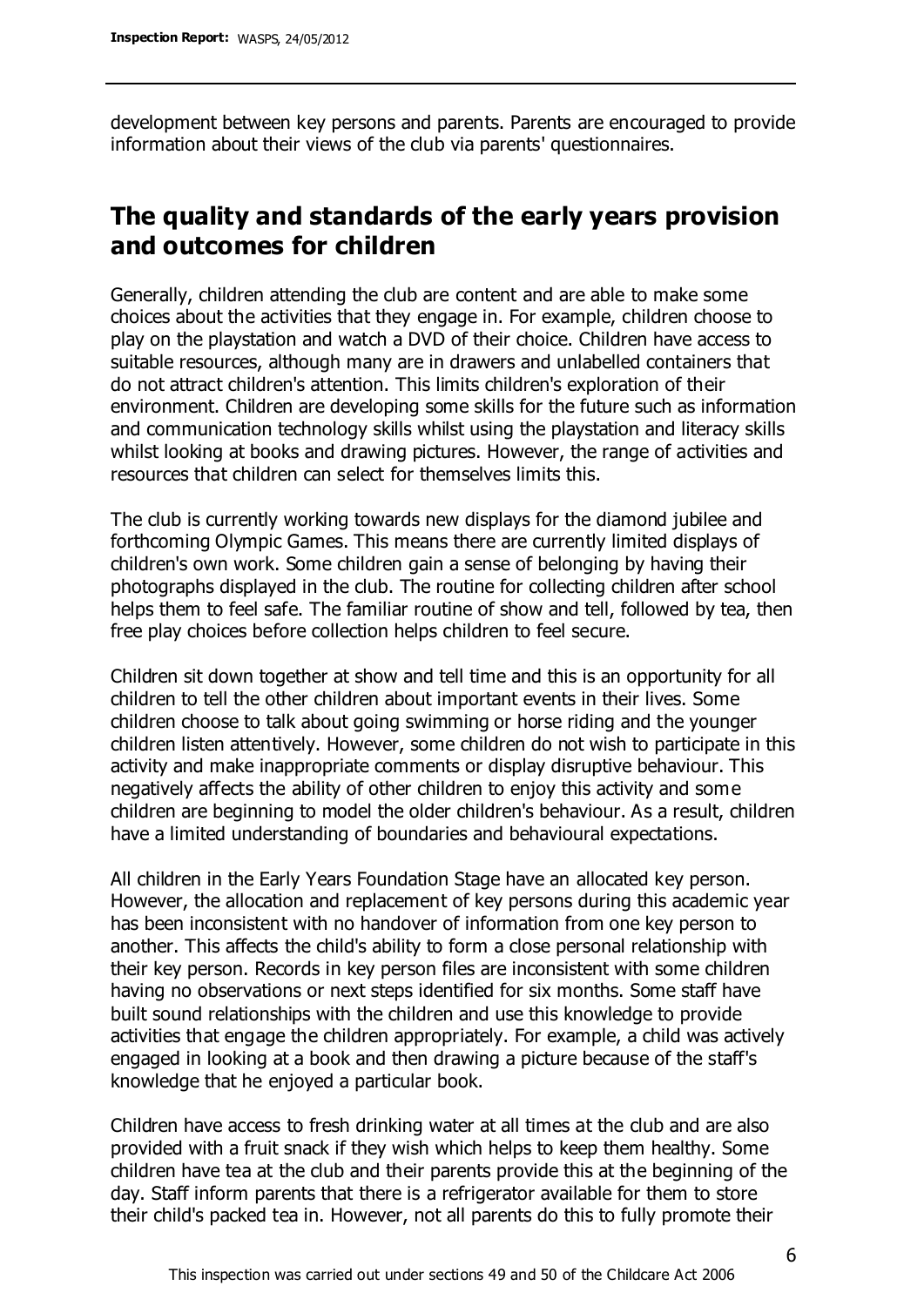development between key persons and parents. Parents are encouraged to provide information about their views of the club via parents' questionnaires.

## The quality and standards of the early years provision and outcomes for children

Generally, children attending the club are content and are able to make some choices about the activities that they engage in. For example, children choose to play on the playstation and watch a DVD of their choice. Children have access to suitable resources, although many are in drawers and unlabelled containers that do not attract children's attention. This limits children's exploration of their environment. Children are developing some skills for the future such as information and communication technology skills whilst using the playstation and literacy skills whilst looking at books and drawing pictures. However, the range of activities and resources that children can select for themselves limits this.

The club is currently working towards new displays for the diamond jubilee and forthcoming Olympic Games. This means there are currently limited displays of children's own work. Some children gain a sense of belonging by having their photographs displayed in the club. The routine for collecting children after school helps them to feel safe. The familiar routine of show and tell, followed by tea, then free play choices before collection helps children to feel secure.

Children sit down together at show and tell time and this is an opportunity for all children to tell the other children about important events in their lives. Some children choose to talk about going swimming or horse riding and the younger children listen attentively. However, some children do not wish to participate in this activity and make inappropriate comments or display disruptive behaviour. This negatively affects the ability of other children to enjoy this activity and some children are beginning to model the older children's behaviour. As a result, children have a limited understanding of boundaries and behavioural expectations.

All children in the Early Years Foundation Stage have an allocated key person. However, the allocation and replacement of key persons during this academic year has been inconsistent with no handover of information from one key person to another. This affects the child's ability to form a close personal relationship with their key person. Records in key person files are inconsistent with some children having no observations or next steps identified for six months. Some staff have built sound relationships with the children and use this knowledge to provide activities that engage the children appropriately. For example, a child was actively engaged in looking at a book and then drawing a picture because of the staff's knowledge that he enjoyed a particular book.

Children have access to fresh drinking water at all times at the club and are also provided with a fruit snack if they wish which helps to keep them healthy. Some children have tea at the club and their parents provide this at the beginning of the day. Staff inform parents that there is a refrigerator available for them to store their child's packed tea in. However, not all parents do this to fully promote their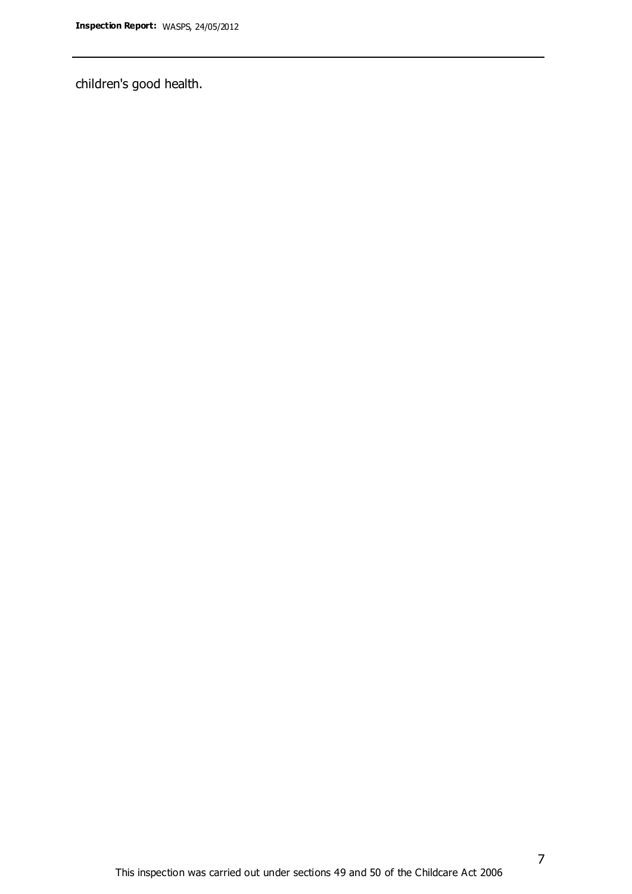children's good health.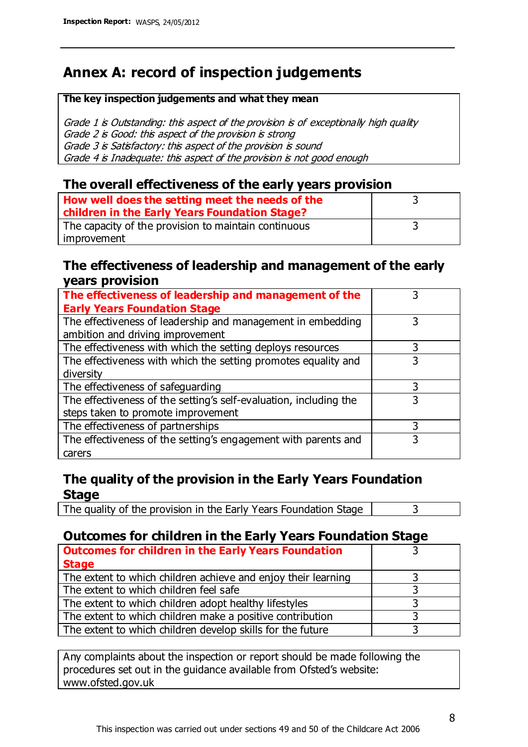# Annex A: record of inspection judgements

**The key inspection judgements and what they mean**

*Grade 1 is Outstanding: this aspect of the provision is of exceptionally high quality*
*Grade 2 is Good: this aspect of the provision is strong*
*Grade 3 is Satisfactory: this aspect of the provision is sound*
*Grade 4 is Inadequate: this aspect of the provision is not good enough*

## The overall effectiveness of the early years provision

| | |
|---|---|
| **How well does the setting meet the needs of the children in the Early Years Foundation Stage?** | 3 |
| The capacity of the provision to maintain continuous improvement | 3 |

## The effectiveness of leadership and management of the early years provision

| | |
|---|---|
| **The effectiveness of leadership and management of the Early Years Foundation Stage** | 3 |
| The effectiveness of leadership and management in embedding ambition and driving improvement | 3 |
| The effectiveness with which the setting deploys resources | 3 |
| The effectiveness with which the setting promotes equality and diversity | 3 |
| The effectiveness of safeguarding | 3 |
| The effectiveness of the setting's self-evaluation, including the steps taken to promote improvement | 3 |
| The effectiveness of partnerships | 3 |
| The effectiveness of the setting's engagement with parents and carers | 3 |

## The quality of the provision in the Early Years Foundation Stage

| | |
|---|---|
| The quality of the provision in the Early Years Foundation Stage | 3 |

## Outcomes for children in the Early Years Foundation Stage

| | |
|---|---|
| **Outcomes for children in the Early Years Foundation Stage** | 3 |
| The extent to which children achieve and enjoy their learning | 3 |
| The extent to which children feel safe | 3 |
| The extent to which children adopt healthy lifestyles | 3 |
| The extent to which children make a positive contribution | 3 |
| The extent to which children develop skills for the future | 3 |

Any complaints about the inspection or report should be made following the procedures set out in the guidance available from Ofsted's website: www.ofsted.gov.uk

This inspection was carried out under sections 49 and 50 of the Childcare Act 2006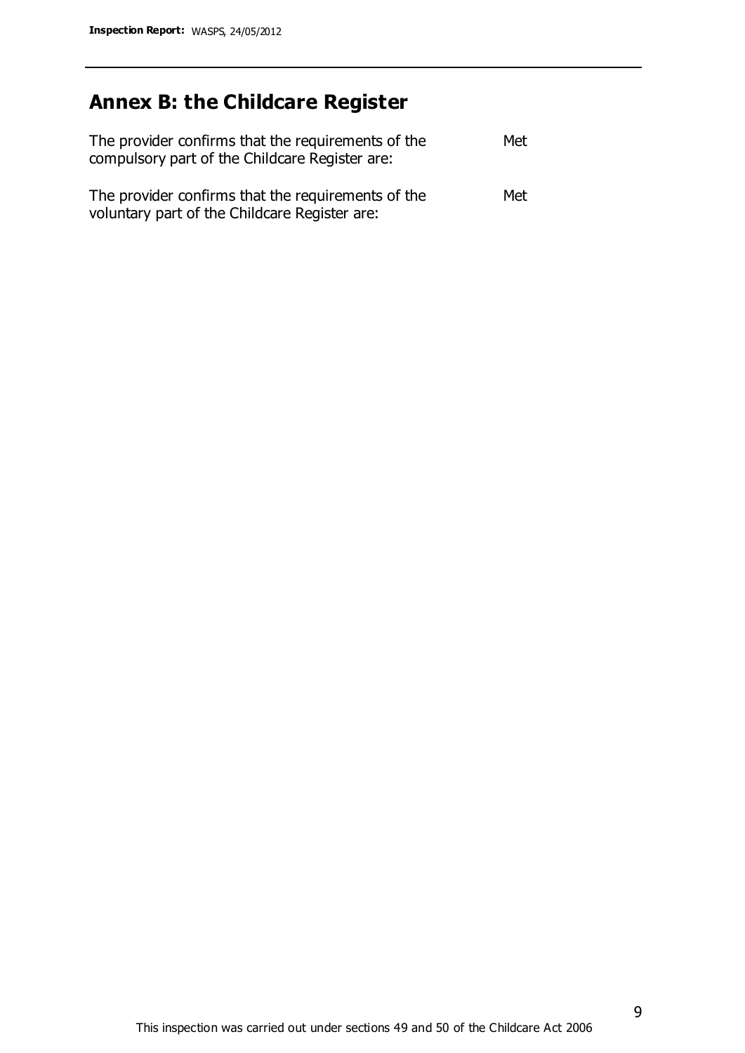## Annex B: the Childcare Register

| | |
|---|---|
| The provider confirms that the requirements of the compulsory part of the Childcare Register are: | Met |
| The provider confirms that the requirements of the voluntary part of the Childcare Register are: | Met |